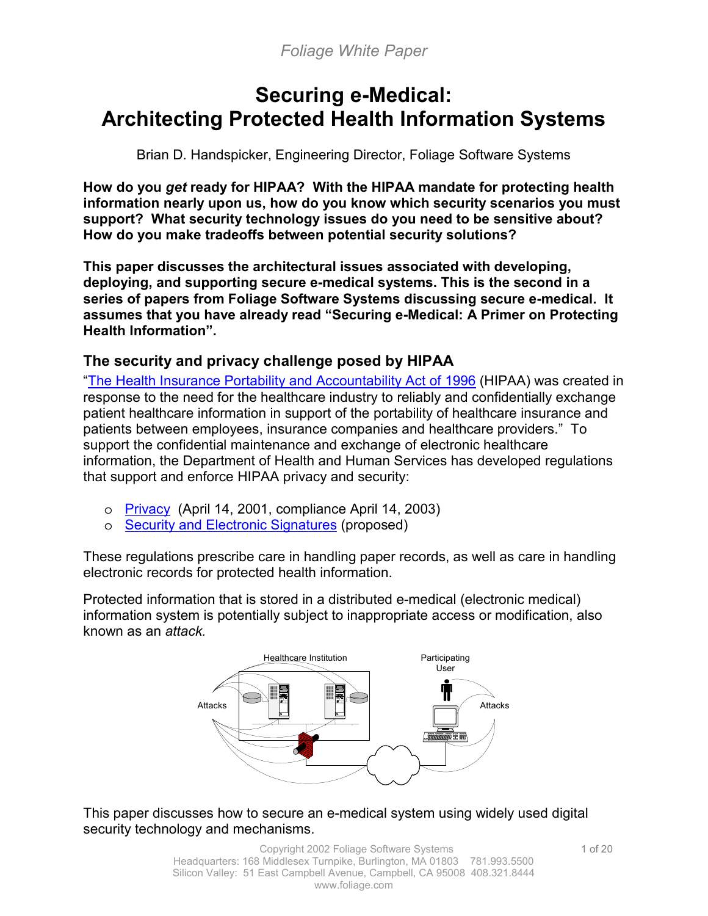*Foliage White Paper*

# Securing e-Medical: Architecting Protected Health Information Systems

Brian D. Handspicker, Engineering Director, Foliage Software Systems

**How do you *get* ready for HIPAA? With the HIPAA mandate for protecting health information nearly upon us, how do you know which security scenarios you must support? What security technology issues do you need to be sensitive about? How do you make tradeoffs between potential security solutions?**

**This paper discusses the architectural issues associated with developing, deploying, and supporting secure e-medical systems. This is the second in a series of papers from Foliage Software Systems discussing secure e-medical. It assumes that you have already read "Securing e-Medical: A Primer on Protecting Health Information".**

## The security and privacy challenge posed by HIPAA

"The Health Insurance Portability and Accountability Act of 1996 (HIPAA) was created in response to the need for the healthcare industry to reliably and confidentially exchange patient healthcare information in support of the portability of healthcare insurance and patients between employees, insurance companies and healthcare providers." To support the confidential maintenance and exchange of electronic healthcare information, the Department of Health and Human Services has developed regulations that support and enforce HIPAA privacy and security:

- Privacy (April 14, 2001, compliance April 14, 2003)
- Security and Electronic Signatures (proposed)

These regulations prescribe care in handling paper records, as well as care in handling electronic records for protected health information.

Protected information that is stored in a distributed e-medical (electronic medical) information system is potentially subject to inappropriate access or modification, also known as an *attack.*

Healthcare Institution | Participating User | Attacks | Attacks

This paper discusses how to secure an e-medical system using widely used digital security technology and mechanisms.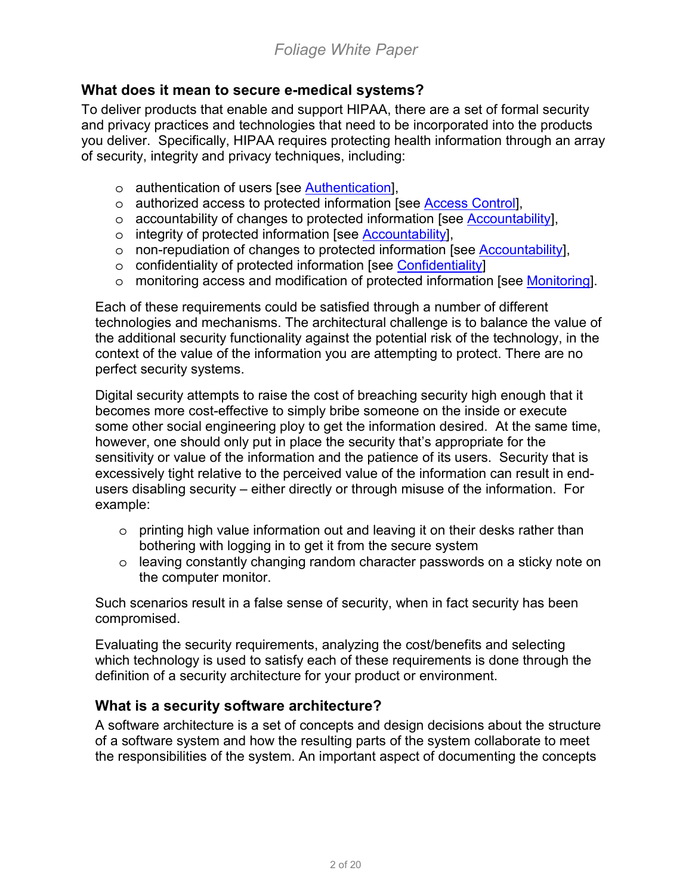## What does it mean to secure e-medical systems?

To deliver products that enable and support HIPAA, there are a set of formal security and privacy practices and technologies that need to be incorporated into the products you deliver. Specifically, HIPAA requires protecting health information through an array of security, integrity and privacy techniques, including:

- authentication of users [see Authentication],
- authorized access to protected information [see Access Control],
- accountability of changes to protected information [see Accountability],
- integrity of protected information [see Accountability],
- non-repudiation of changes to protected information [see Accountability],
- confidentiality of protected information [see Confidentiality]
- monitoring access and modification of protected information [see Monitoring].

Each of these requirements could be satisfied through a number of different technologies and mechanisms. The architectural challenge is to balance the value of the additional security functionality against the potential risk of the technology, in the context of the value of the information you are attempting to protect. There are no perfect security systems.

Digital security attempts to raise the cost of breaching security high enough that it becomes more cost-effective to simply bribe someone on the inside or execute some other social engineering ploy to get the information desired. At the same time, however, one should only put in place the security that's appropriate for the sensitivity or value of the information and the patience of its users. Security that is excessively tight relative to the perceived value of the information can result in end-users disabling security – either directly or through misuse of the information. For example:

- printing high value information out and leaving it on their desks rather than bothering with logging in to get it from the secure system
- leaving constantly changing random character passwords on a sticky note on the computer monitor.

Such scenarios result in a false sense of security, when in fact security has been compromised.

Evaluating the security requirements, analyzing the cost/benefits and selecting which technology is used to satisfy each of these requirements is done through the definition of a security architecture for your product or environment.

### What is a security software architecture?

A software architecture is a set of concepts and design decisions about the structure of a software system and how the resulting parts of the system collaborate to meet the responsibilities of the system. An important aspect of documenting the concepts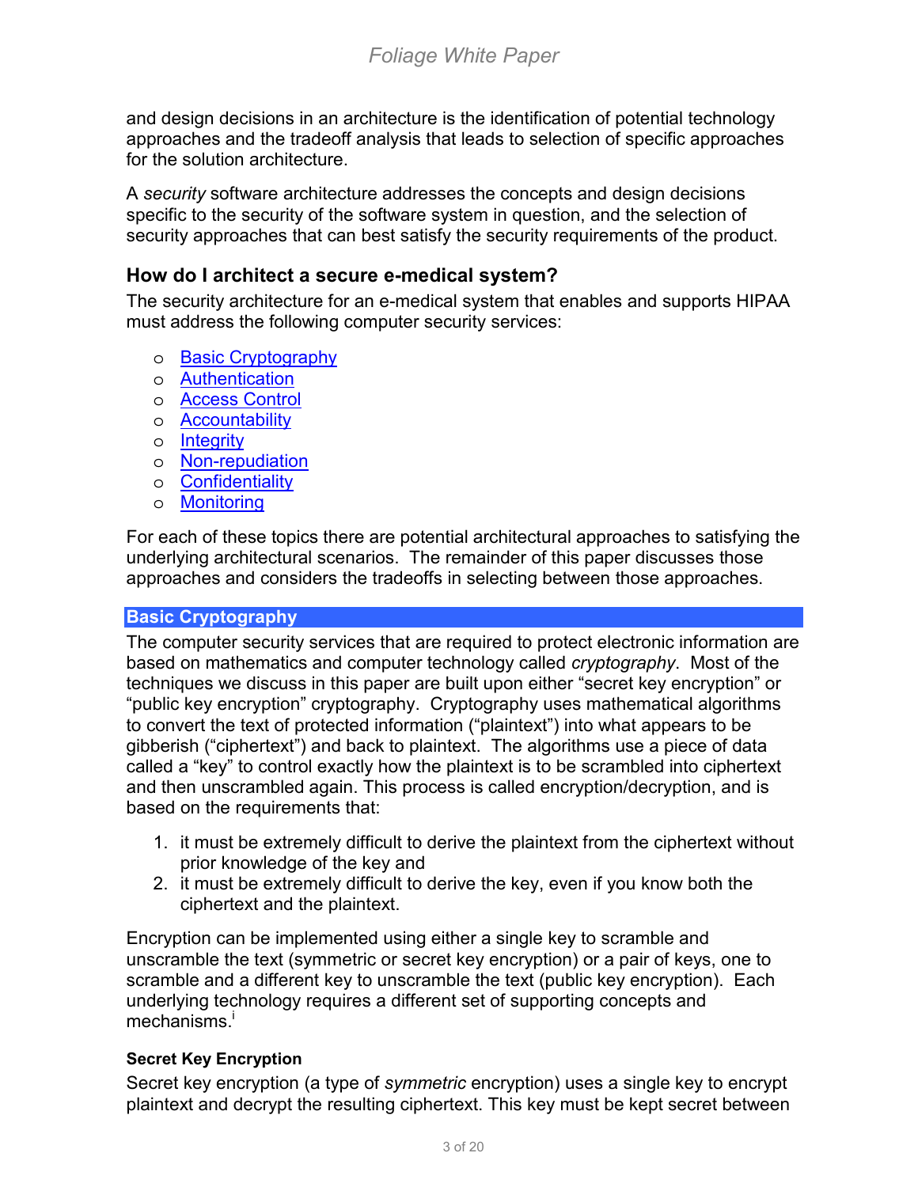and design decisions in an architecture is the identification of potential technology approaches and the tradeoff analysis that leads to selection of specific approaches for the solution architecture.

A *security* software architecture addresses the concepts and design decisions specific to the security of the software system in question, and the selection of security approaches that can best satisfy the security requirements of the product.

## How do I architect a secure e-medical system?

The security architecture for an e-medical system that enables and supports HIPAA must address the following computer security services:

- Basic Cryptography
- Authentication
- Access Control
- Accountability
- Integrity
- Non-repudiation
- Confidentiality
- Monitoring

For each of these topics there are potential architectural approaches to satisfying the underlying architectural scenarios. The remainder of this paper discusses those approaches and considers the tradeoffs in selecting between those approaches.

## Basic Cryptography

The computer security services that are required to protect electronic information are based on mathematics and computer technology called *cryptography*. Most of the techniques we discuss in this paper are built upon either "secret key encryption" or "public key encryption" cryptography. Cryptography uses mathematical algorithms to convert the text of protected information ("plaintext") into what appears to be gibberish ("ciphertext") and back to plaintext. The algorithms use a piece of data called a "key" to control exactly how the plaintext is to be scrambled into ciphertext and then unscrambled again. This process is called encryption/decryption, and is based on the requirements that:

1. it must be extremely difficult to derive the plaintext from the ciphertext without prior knowledge of the key and
2. it must be extremely difficult to derive the key, even if you know both the ciphertext and the plaintext.

Encryption can be implemented using either a single key to scramble and unscramble the text (symmetric or secret key encryption) or a pair of keys, one to scramble and a different key to unscramble the text (public key encryption). Each underlying technology requires a different set of supporting concepts and mechanisms.[i]

### Secret Key Encryption

Secret key encryption (a type of *symmetric* encryption) uses a single key to encrypt plaintext and decrypt the resulting ciphertext. This key must be kept secret between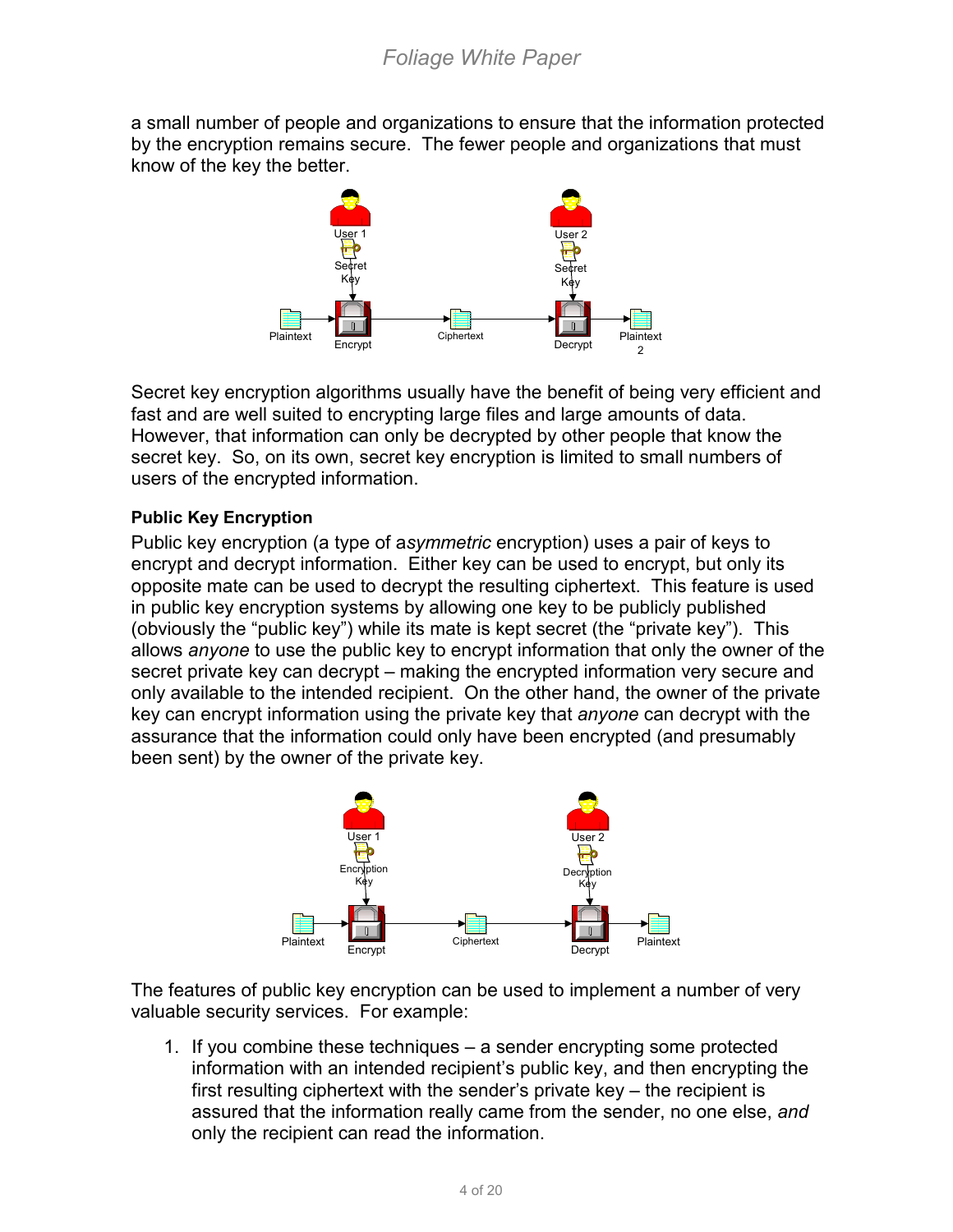a small number of people and organizations to ensure that the information protected by the encryption remains secure. The fewer people and organizations that must know of the key the better.

Secret key encryption algorithms usually have the benefit of being very efficient and fast and are well suited to encrypting large files and large amounts of data. However, that information can only be decrypted by other people that know the secret key. So, on its own, secret key encryption is limited to small numbers of users of the encrypted information.

**Public Key Encryption**

Public key encryption (a type of a*symmetric* encryption) uses a pair of keys to encrypt and decrypt information. Either key can be used to encrypt, but only its opposite mate can be used to decrypt the resulting ciphertext. This feature is used in public key encryption systems by allowing one key to be publicly published (obviously the "public key") while its mate is kept secret (the "private key"). This allows *anyone* to use the public key to encrypt information that only the owner of the secret private key can decrypt – making the encrypted information very secure and only available to the intended recipient. On the other hand, the owner of the private key can encrypt information using the private key that *anyone* can decrypt with the assurance that the information could only have been encrypted (and presumably been sent) by the owner of the private key.

The features of public key encryption can be used to implement a number of very valuable security services. For example:

1. If you combine these techniques – a sender encrypting some protected information with an intended recipient's public key, and then encrypting the first resulting ciphertext with the sender's private key – the recipient is assured that the information really came from the sender, no one else, *and* only the recipient can read the information.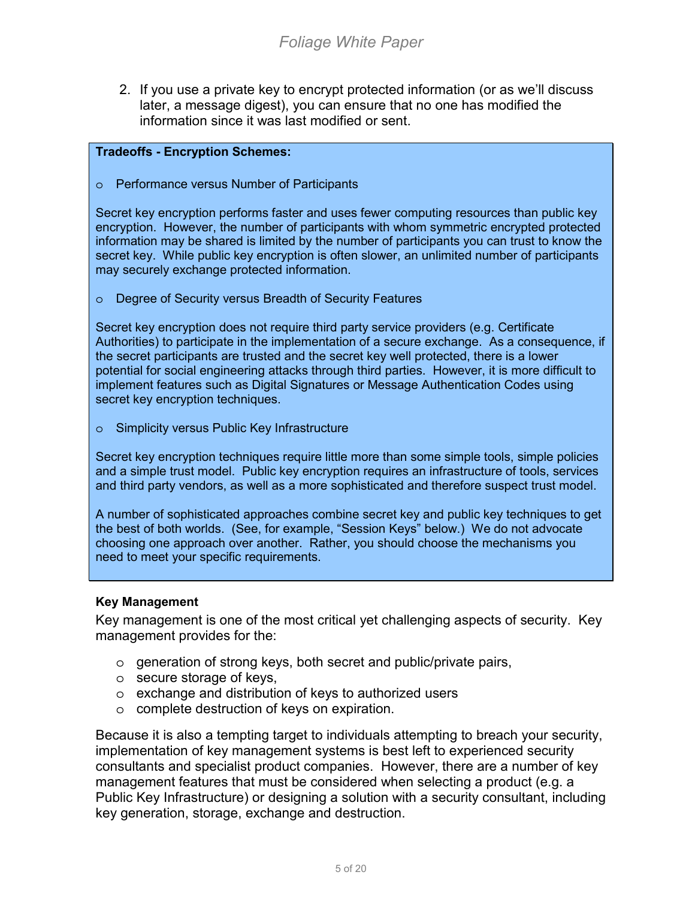2. If you use a private key to encrypt protected information (or as we'll discuss later, a message digest), you can ensure that no one has modified the information since it was last modified or sent.

**Tradeoffs - Encryption Schemes:**

- Performance versus Number of Participants

Secret key encryption performs faster and uses fewer computing resources than public key encryption. However, the number of participants with whom symmetric encrypted protected information may be shared is limited by the number of participants you can trust to know the secret key. While public key encryption is often slower, an unlimited number of participants may securely exchange protected information.

- Degree of Security versus Breadth of Security Features

Secret key encryption does not require third party service providers (e.g. Certificate Authorities) to participate in the implementation of a secure exchange. As a consequence, if the secret participants are trusted and the secret key well protected, there is a lower potential for social engineering attacks through third parties. However, it is more difficult to implement features such as Digital Signatures or Message Authentication Codes using secret key encryption techniques.

- Simplicity versus Public Key Infrastructure

Secret key encryption techniques require little more than some simple tools, simple policies and a simple trust model. Public key encryption requires an infrastructure of tools, services and third party vendors, as well as a more sophisticated and therefore suspect trust model.

A number of sophisticated approaches combine secret key and public key techniques to get the best of both worlds. (See, for example, "Session Keys" below.) We do not advocate choosing one approach over another. Rather, you should choose the mechanisms you need to meet your specific requirements.

**Key Management**

Key management is one of the most critical yet challenging aspects of security. Key management provides for the:

- generation of strong keys, both secret and public/private pairs,
- secure storage of keys,
- exchange and distribution of keys to authorized users
- complete destruction of keys on expiration.

Because it is also a tempting target to individuals attempting to breach your security, implementation of key management systems is best left to experienced security consultants and specialist product companies. However, there are a number of key management features that must be considered when selecting a product (e.g. a Public Key Infrastructure) or designing a solution with a security consultant, including key generation, storage, exchange and destruction.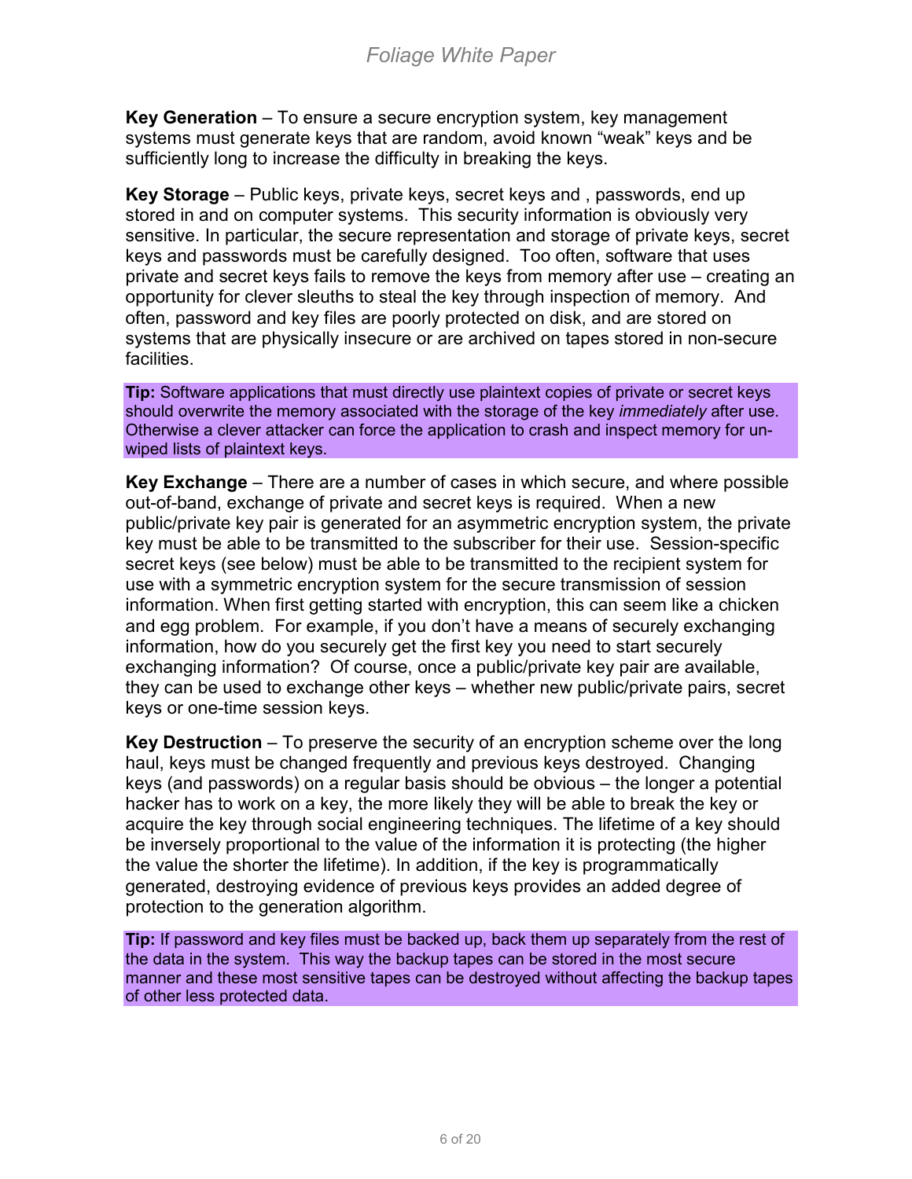**Key Generation** – To ensure a secure encryption system, key management systems must generate keys that are random, avoid known "weak" keys and be sufficiently long to increase the difficulty in breaking the keys.

**Key Storage** – Public keys, private keys, secret keys and , passwords, end up stored in and on computer systems. This security information is obviously very sensitive. In particular, the secure representation and storage of private keys, secret keys and passwords must be carefully designed. Too often, software that uses private and secret keys fails to remove the keys from memory after use – creating an opportunity for clever sleuths to steal the key through inspection of memory. And often, password and key files are poorly protected on disk, and are stored on systems that are physically insecure or are archived on tapes stored in non-secure facilities.

> **Tip:** Software applications that must directly use plaintext copies of private or secret keys should overwrite the memory associated with the storage of the key *immediately* after use. Otherwise a clever attacker can force the application to crash and inspect memory for un-wiped lists of plaintext keys.

**Key Exchange** – There are a number of cases in which secure, and where possible out-of-band, exchange of private and secret keys is required. When a new public/private key pair is generated for an asymmetric encryption system, the private key must be able to be transmitted to the subscriber for their use. Session-specific secret keys (see below) must be able to be transmitted to the recipient system for use with a symmetric encryption system for the secure transmission of session information. When first getting started with encryption, this can seem like a chicken and egg problem. For example, if you don't have a means of securely exchanging information, how do you securely get the first key you need to start securely exchanging information? Of course, once a public/private key pair are available, they can be used to exchange other keys – whether new public/private pairs, secret keys or one-time session keys.

**Key Destruction** – To preserve the security of an encryption scheme over the long haul, keys must be changed frequently and previous keys destroyed. Changing keys (and passwords) on a regular basis should be obvious – the longer a potential hacker has to work on a key, the more likely they will be able to break the key or acquire the key through social engineering techniques. The lifetime of a key should be inversely proportional to the value of the information it is protecting (the higher the value the shorter the lifetime). In addition, if the key is programmatically generated, destroying evidence of previous keys provides an added degree of protection to the generation algorithm.

> **Tip:** If password and key files must be backed up, back them up separately from the rest of the data in the system. This way the backup tapes can be stored in the most secure manner and these most sensitive tapes can be destroyed without affecting the backup tapes of other less protected data.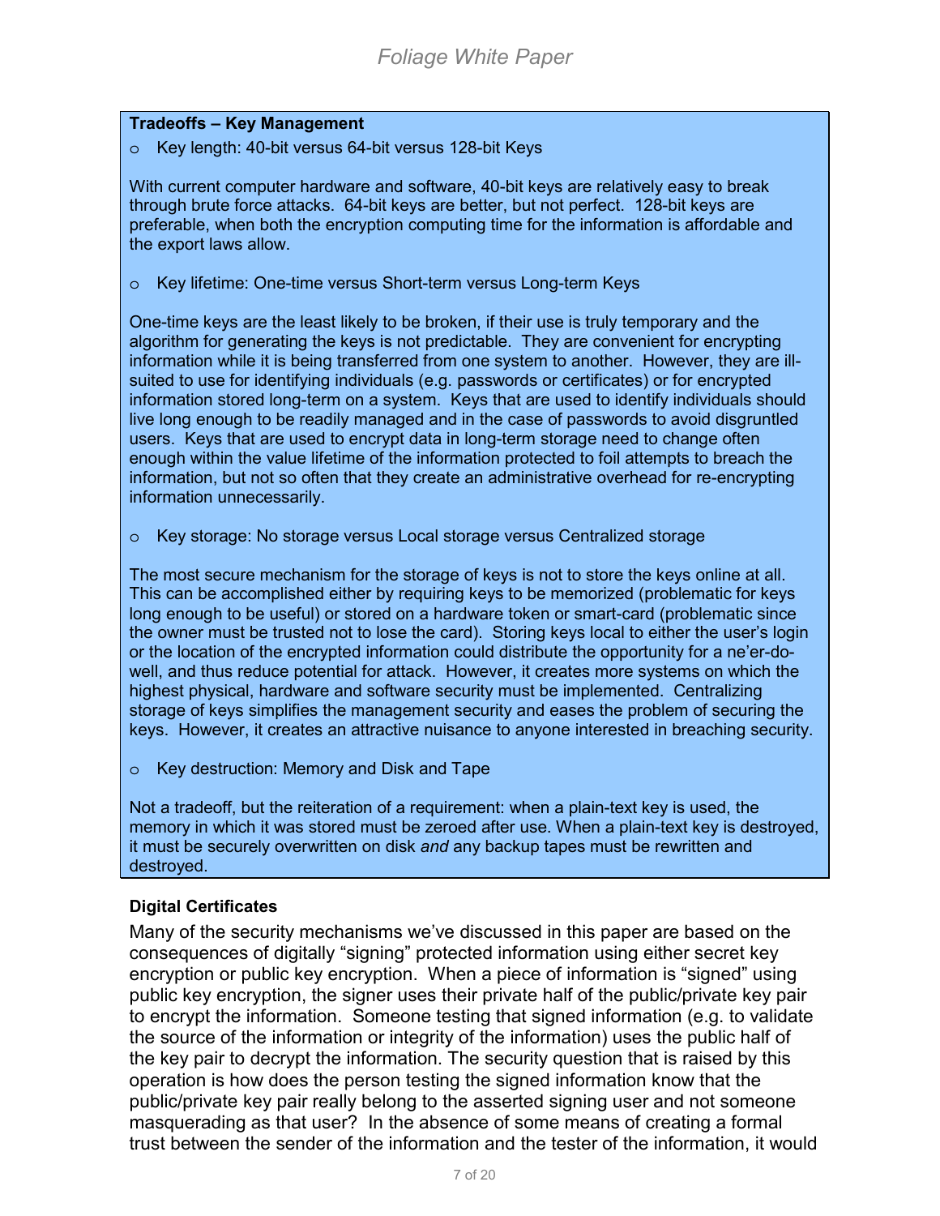**Tradeoffs – Key Management**

- Key length: 40-bit versus 64-bit versus 128-bit Keys

With current computer hardware and software, 40-bit keys are relatively easy to break through brute force attacks. 64-bit keys are better, but not perfect. 128-bit keys are preferable, when both the encryption computing time for the information is affordable and the export laws allow.

- Key lifetime: One-time versus Short-term versus Long-term Keys

One-time keys are the least likely to be broken, if their use is truly temporary and the algorithm for generating the keys is not predictable. They are convenient for encrypting information while it is being transferred from one system to another. However, they are ill-suited to use for identifying individuals (e.g. passwords or certificates) or for encrypted information stored long-term on a system. Keys that are used to identify individuals should live long enough to be readily managed and in the case of passwords to avoid disgruntled users. Keys that are used to encrypt data in long-term storage need to change often enough within the value lifetime of the information protected to foil attempts to breach the information, but not so often that they create an administrative overhead for re-encrypting information unnecessarily.

- Key storage: No storage versus Local storage versus Centralized storage

The most secure mechanism for the storage of keys is not to store the keys online at all. This can be accomplished either by requiring keys to be memorized (problematic for keys long enough to be useful) or stored on a hardware token or smart-card (problematic since the owner must be trusted not to lose the card). Storing keys local to either the user's login or the location of the encrypted information could distribute the opportunity for a ne'er-do-well, and thus reduce potential for attack. However, it creates more systems on which the highest physical, hardware and software security must be implemented. Centralizing storage of keys simplifies the management security and eases the problem of securing the keys. However, it creates an attractive nuisance to anyone interested in breaching security.

- Key destruction: Memory and Disk and Tape

Not a tradeoff, but the reiteration of a requirement: when a plain-text key is used, the memory in which it was stored must be zeroed after use. When a plain-text key is destroyed, it must be securely overwritten on disk *and* any backup tapes must be rewritten and destroyed.

**Digital Certificates**

Many of the security mechanisms we've discussed in this paper are based on the consequences of digitally "signing" protected information using either secret key encryption or public key encryption. When a piece of information is "signed" using public key encryption, the signer uses their private half of the public/private key pair to encrypt the information. Someone testing that signed information (e.g. to validate the source of the information or integrity of the information) uses the public half of the key pair to decrypt the information. The security question that is raised by this operation is how does the person testing the signed information know that the public/private key pair really belong to the asserted signing user and not someone masquerading as that user? In the absence of some means of creating a formal trust between the sender of the information and the tester of the information, it would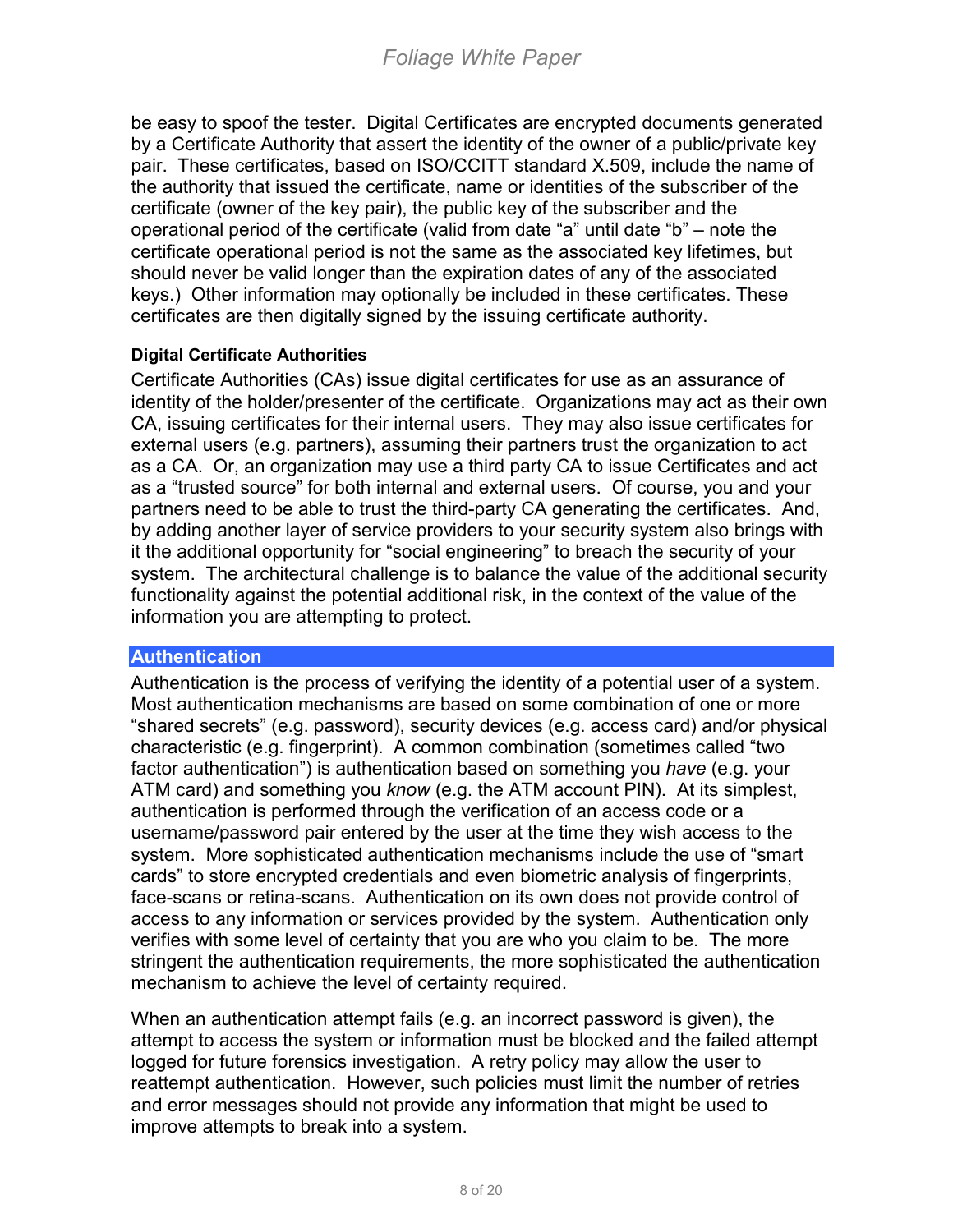be easy to spoof the tester. Digital Certificates are encrypted documents generated by a Certificate Authority that assert the identity of the owner of a public/private key pair. These certificates, based on ISO/CCITT standard X.509, include the name of the authority that issued the certificate, name or identities of the subscriber of the certificate (owner of the key pair), the public key of the subscriber and the operational period of the certificate (valid from date "a" until date "b" – note the certificate operational period is not the same as the associated key lifetimes, but should never be valid longer than the expiration dates of any of the associated keys.) Other information may optionally be included in these certificates. These certificates are then digitally signed by the issuing certificate authority.

#### Digital Certificate Authorities

Certificate Authorities (CAs) issue digital certificates for use as an assurance of identity of the holder/presenter of the certificate. Organizations may act as their own CA, issuing certificates for their internal users. They may also issue certificates for external users (e.g. partners), assuming their partners trust the organization to act as a CA. Or, an organization may use a third party CA to issue Certificates and act as a "trusted source" for both internal and external users. Of course, you and your partners need to be able to trust the third-party CA generating the certificates. And, by adding another layer of service providers to your security system also brings with it the additional opportunity for "social engineering" to breach the security of your system. The architectural challenge is to balance the value of the additional security functionality against the potential additional risk, in the context of the value of the information you are attempting to protect.

### Authentication

Authentication is the process of verifying the identity of a potential user of a system. Most authentication mechanisms are based on some combination of one or more "shared secrets" (e.g. password), security devices (e.g. access card) and/or physical characteristic (e.g. fingerprint). A common combination (sometimes called "two factor authentication") is authentication based on something you *have* (e.g. your ATM card) and something you *know* (e.g. the ATM account PIN). At its simplest, authentication is performed through the verification of an access code or a username/password pair entered by the user at the time they wish access to the system. More sophisticated authentication mechanisms include the use of "smart cards" to store encrypted credentials and even biometric analysis of fingerprints, face-scans or retina-scans. Authentication on its own does not provide control of access to any information or services provided by the system. Authentication only verifies with some level of certainty that you are who you claim to be. The more stringent the authentication requirements, the more sophisticated the authentication mechanism to achieve the level of certainty required.

When an authentication attempt fails (e.g. an incorrect password is given), the attempt to access the system or information must be blocked and the failed attempt logged for future forensics investigation. A retry policy may allow the user to reattempt authentication. However, such policies must limit the number of retries and error messages should not provide any information that might be used to improve attempts to break into a system.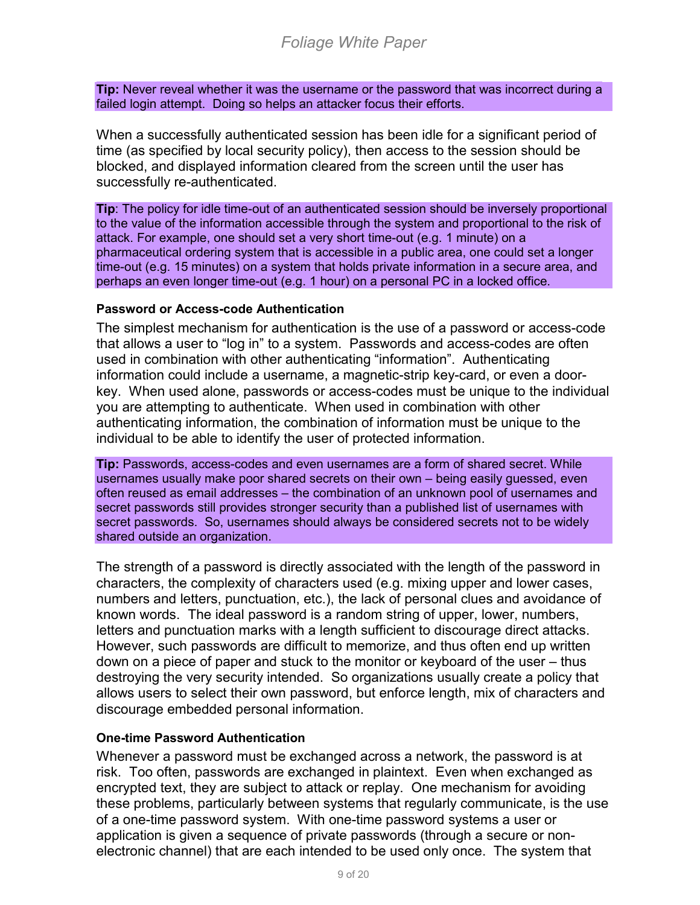**Tip:** Never reveal whether it was the username or the password that was incorrect during a failed login attempt. Doing so helps an attacker focus their efforts.

When a successfully authenticated session has been idle for a significant period of time (as specified by local security policy), then access to the session should be blocked, and displayed information cleared from the screen until the user has successfully re-authenticated.

**Tip**: The policy for idle time-out of an authenticated session should be inversely proportional to the value of the information accessible through the system and proportional to the risk of attack. For example, one should set a very short time-out (e.g. 1 minute) on a pharmaceutical ordering system that is accessible in a public area, one could set a longer time-out (e.g. 15 minutes) on a system that holds private information in a secure area, and perhaps an even longer time-out (e.g. 1 hour) on a personal PC in a locked office.

#### Password or Access-code Authentication

The simplest mechanism for authentication is the use of a password or access-code that allows a user to “log in” to a system. Passwords and access-codes are often used in combination with other authenticating “information”. Authenticating information could include a username, a magnetic-strip key-card, or even a door-key. When used alone, passwords or access-codes must be unique to the individual you are attempting to authenticate. When used in combination with other authenticating information, the combination of information must be unique to the individual to be able to identify the user of protected information.

**Tip:** Passwords, access-codes and even usernames are a form of shared secret. While usernames usually make poor shared secrets on their own – being easily guessed, even often reused as email addresses – the combination of an unknown pool of usernames and secret passwords still provides stronger security than a published list of usernames with secret passwords. So, usernames should always be considered secrets not to be widely shared outside an organization.

The strength of a password is directly associated with the length of the password in characters, the complexity of characters used (e.g. mixing upper and lower cases, numbers and letters, punctuation, etc.), the lack of personal clues and avoidance of known words. The ideal password is a random string of upper, lower, numbers, letters and punctuation marks with a length sufficient to discourage direct attacks. However, such passwords are difficult to memorize, and thus often end up written down on a piece of paper and stuck to the monitor or keyboard of the user – thus destroying the very security intended. So organizations usually create a policy that allows users to select their own password, but enforce length, mix of characters and discourage embedded personal information.

#### One-time Password Authentication

Whenever a password must be exchanged across a network, the password is at risk. Too often, passwords are exchanged in plaintext. Even when exchanged as encrypted text, they are subject to attack or replay. One mechanism for avoiding these problems, particularly between systems that regularly communicate, is the use of a one-time password system. With one-time password systems a user or application is given a sequence of private passwords (through a secure or non-electronic channel) that are each intended to be used only once. The system that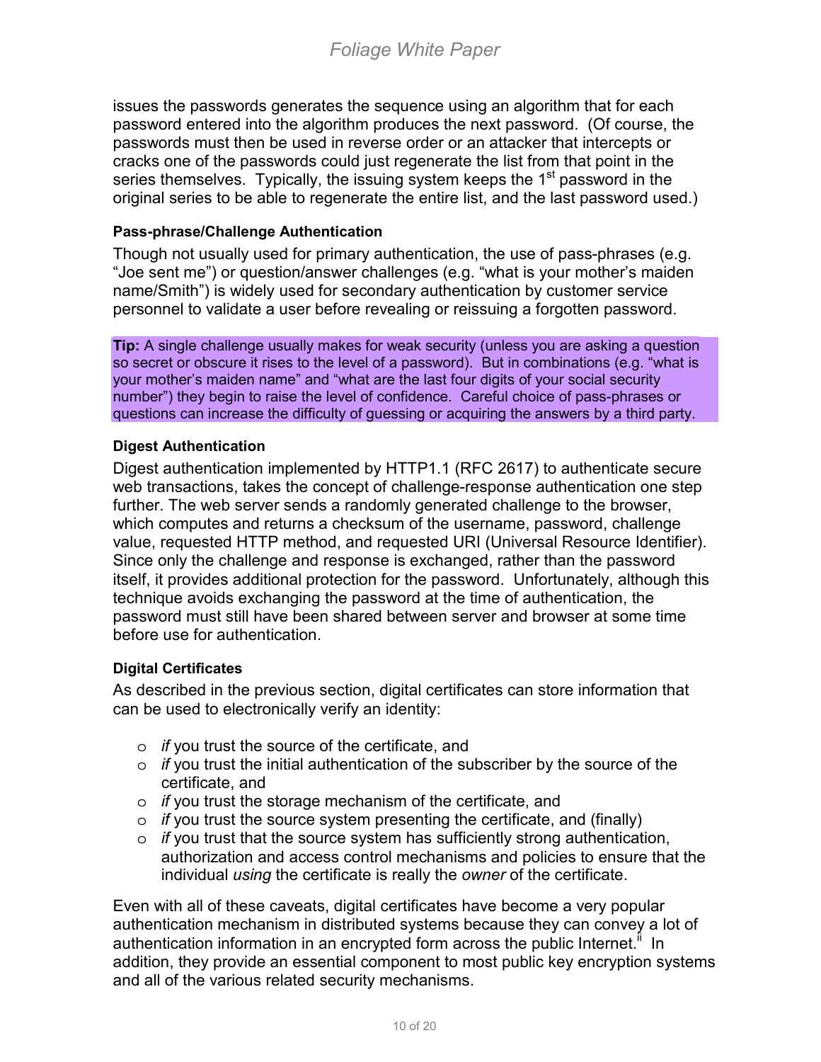issues the passwords generates the sequence using an algorithm that for each password entered into the algorithm produces the next password. (Of course, the passwords must then be used in reverse order or an attacker that intercepts or cracks one of the passwords could just regenerate the list from that point in the series themselves. Typically, the issuing system keeps the 1st password in the original series to be able to regenerate the entire list, and the last password used.)

#### Pass-phrase/Challenge Authentication

Though not usually used for primary authentication, the use of pass-phrases (e.g. "Joe sent me") or question/answer challenges (e.g. "what is your mother's maiden name/Smith") is widely used for secondary authentication by customer service personnel to validate a user before revealing or reissuing a forgotten password.

> **Tip:** A single challenge usually makes for weak security (unless you are asking a question so secret or obscure it rises to the level of a password). But in combinations (e.g. "what is your mother's maiden name" and "what are the last four digits of your social security number") they begin to raise the level of confidence. Careful choice of pass-phrases or questions can increase the difficulty of guessing or acquiring the answers by a third party.

#### Digest Authentication

Digest authentication implemented by HTTP1.1 (RFC 2617) to authenticate secure web transactions, takes the concept of challenge-response authentication one step further. The web server sends a randomly generated challenge to the browser, which computes and returns a checksum of the username, password, challenge value, requested HTTP method, and requested URI (Universal Resource Identifier). Since only the challenge and response is exchanged, rather than the password itself, it provides additional protection for the password. Unfortunately, although this technique avoids exchanging the password at the time of authentication, the password must still have been shared between server and browser at some time before use for authentication.

#### Digital Certificates

As described in the previous section, digital certificates can store information that can be used to electronically verify an identity:

- *if* you trust the source of the certificate, and
- *if* you trust the initial authentication of the subscriber by the source of the certificate, and
- *if* you trust the storage mechanism of the certificate, and
- *if* you trust the source system presenting the certificate, and (finally)
- *if* you trust that the source system has sufficiently strong authentication, authorization and access control mechanisms and policies to ensure that the individual *using* the certificate is really the *owner* of the certificate.

Even with all of these caveats, digital certificates have become a very popular authentication mechanism in distributed systems because they can convey a lot of authentication information in an encrypted form across the public Internet.[ii] In addition, they provide an essential component to most public key encryption systems and all of the various related security mechanisms.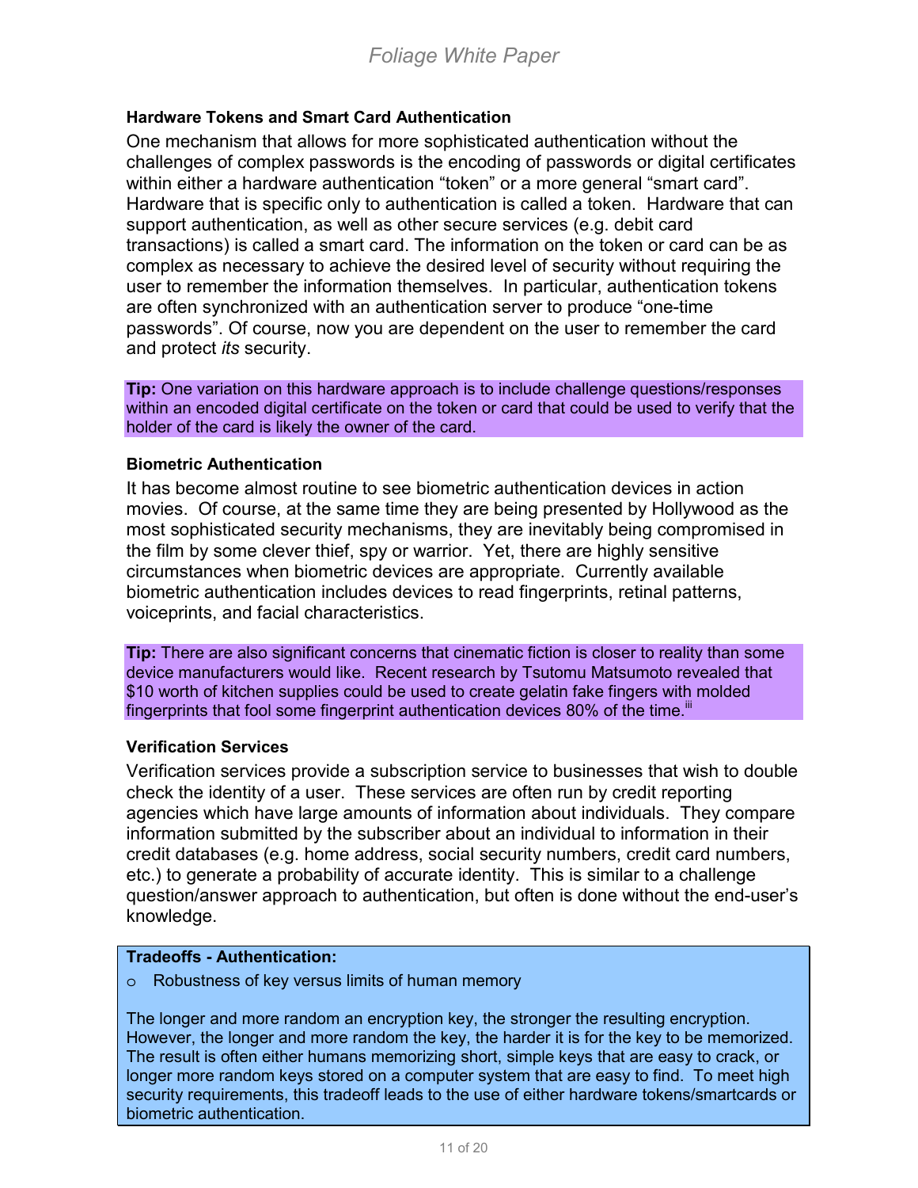### Hardware Tokens and Smart Card Authentication

One mechanism that allows for more sophisticated authentication without the challenges of complex passwords is the encoding of passwords or digital certificates within either a hardware authentication "token" or a more general "smart card". Hardware that is specific only to authentication is called a token. Hardware that can support authentication, as well as other secure services (e.g. debit card transactions) is called a smart card. The information on the token or card can be as complex as necessary to achieve the desired level of security without requiring the user to remember the information themselves. In particular, authentication tokens are often synchronized with an authentication server to produce "one-time passwords". Of course, now you are dependent on the user to remember the card and protect *its* security.

**Tip:** One variation on this hardware approach is to include challenge questions/responses within an encoded digital certificate on the token or card that could be used to verify that the holder of the card is likely the owner of the card.

### Biometric Authentication

It has become almost routine to see biometric authentication devices in action movies. Of course, at the same time they are being presented by Hollywood as the most sophisticated security mechanisms, they are inevitably being compromised in the film by some clever thief, spy or warrior. Yet, there are highly sensitive circumstances when biometric devices are appropriate. Currently available biometric authentication includes devices to read fingerprints, retinal patterns, voiceprints, and facial characteristics.

**Tip:** There are also significant concerns that cinematic fiction is closer to reality than some device manufacturers would like. Recent research by Tsutomu Matsumoto revealed that $10 worth of kitchen supplies could be used to create gelatin fake fingers with molded fingerprints that fool some fingerprint authentication devices 80% of the time.[iii]

### Verification Services

Verification services provide a subscription service to businesses that wish to double check the identity of a user. These services are often run by credit reporting agencies which have large amounts of information about individuals. They compare information submitted by the subscriber about an individual to information in their credit databases (e.g. home address, social security numbers, credit card numbers, etc.) to generate a probability of accurate identity. This is similar to a challenge question/answer approach to authentication, but often is done without the end-user's knowledge.

**Tradeoffs - Authentication:**

- Robustness of key versus limits of human memory

The longer and more random an encryption key, the stronger the resulting encryption. However, the longer and more random the key, the harder it is for the key to be memorized. The result is often either humans memorizing short, simple keys that are easy to crack, or longer more random keys stored on a computer system that are easy to find. To meet high security requirements, this tradeoff leads to the use of either hardware tokens/smartcards or biometric authentication.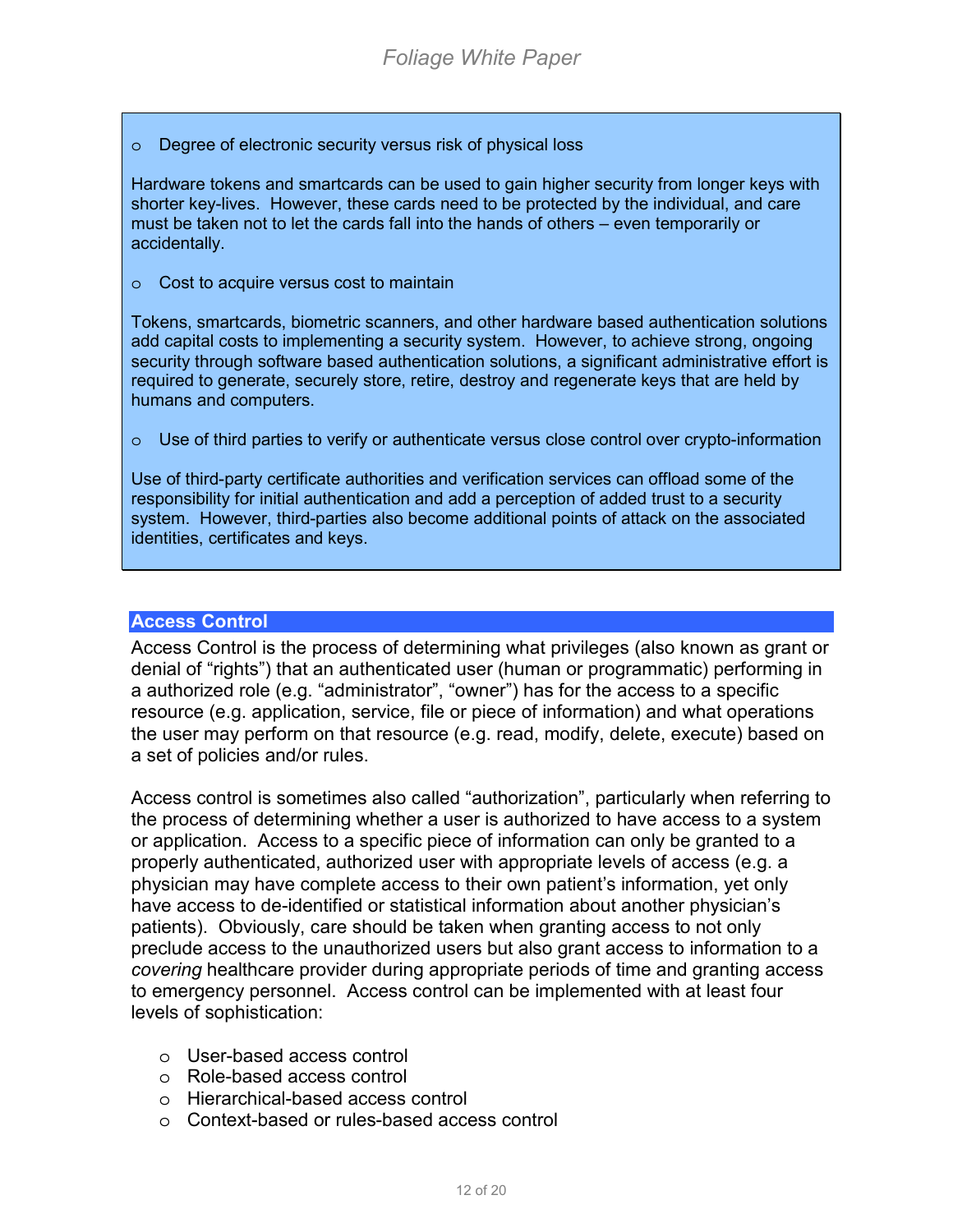- Degree of electronic security versus risk of physical loss

Hardware tokens and smartcards can be used to gain higher security from longer keys with shorter key-lives. However, these cards need to be protected by the individual, and care must be taken not to let the cards fall into the hands of others – even temporarily or accidentally.

- Cost to acquire versus cost to maintain

Tokens, smartcards, biometric scanners, and other hardware based authentication solutions add capital costs to implementing a security system. However, to achieve strong, ongoing security through software based authentication solutions, a significant administrative effort is required to generate, securely store, retire, destroy and regenerate keys that are held by humans and computers.

- Use of third parties to verify or authenticate versus close control over crypto-information

Use of third-party certificate authorities and verification services can offload some of the responsibility for initial authentication and add a perception of added trust to a security system. However, third-parties also become additional points of attack on the associated identities, certificates and keys.

## Access Control

Access Control is the process of determining what privileges (also known as grant or denial of "rights") that an authenticated user (human or programmatic) performing in a authorized role (e.g. "administrator", "owner") has for the access to a specific resource (e.g. application, service, file or piece of information) and what operations the user may perform on that resource (e.g. read, modify, delete, execute) based on a set of policies and/or rules.

Access control is sometimes also called "authorization", particularly when referring to the process of determining whether a user is authorized to have access to a system or application. Access to a specific piece of information can only be granted to a properly authenticated, authorized user with appropriate levels of access (e.g. a physician may have complete access to their own patient's information, yet only have access to de-identified or statistical information about another physician's patients). Obviously, care should be taken when granting access to not only preclude access to the unauthorized users but also grant access to information to a *covering* healthcare provider during appropriate periods of time and granting access to emergency personnel. Access control can be implemented with at least four levels of sophistication:

- User-based access control
- Role-based access control
- Hierarchical-based access control
- Context-based or rules-based access control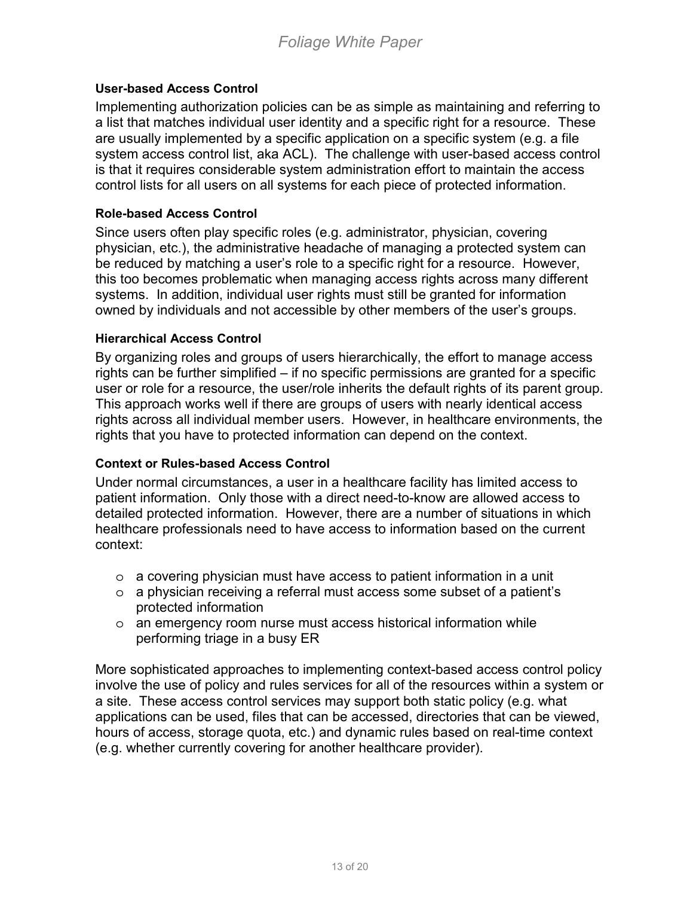#### User-based Access Control

Implementing authorization policies can be as simple as maintaining and referring to a list that matches individual user identity and a specific right for a resource. These are usually implemented by a specific application on a specific system (e.g. a file system access control list, aka ACL). The challenge with user-based access control is that it requires considerable system administration effort to maintain the access control lists for all users on all systems for each piece of protected information.

#### Role-based Access Control

Since users often play specific roles (e.g. administrator, physician, covering physician, etc.), the administrative headache of managing a protected system can be reduced by matching a user's role to a specific right for a resource. However, this too becomes problematic when managing access rights across many different systems. In addition, individual user rights must still be granted for information owned by individuals and not accessible by other members of the user's groups.

#### Hierarchical Access Control

By organizing roles and groups of users hierarchically, the effort to manage access rights can be further simplified – if no specific permissions are granted for a specific user or role for a resource, the user/role inherits the default rights of its parent group. This approach works well if there are groups of users with nearly identical access rights across all individual member users. However, in healthcare environments, the rights that you have to protected information can depend on the context.

#### Context or Rules-based Access Control

Under normal circumstances, a user in a healthcare facility has limited access to patient information. Only those with a direct need-to-know are allowed access to detailed protected information. However, there are a number of situations in which healthcare professionals need to have access to information based on the current context:

- a covering physician must have access to patient information in a unit
- a physician receiving a referral must access some subset of a patient's protected information
- an emergency room nurse must access historical information while performing triage in a busy ER

More sophisticated approaches to implementing context-based access control policy involve the use of policy and rules services for all of the resources within a system or a site. These access control services may support both static policy (e.g. what applications can be used, files that can be accessed, directories that can be viewed, hours of access, storage quota, etc.) and dynamic rules based on real-time context (e.g. whether currently covering for another healthcare provider).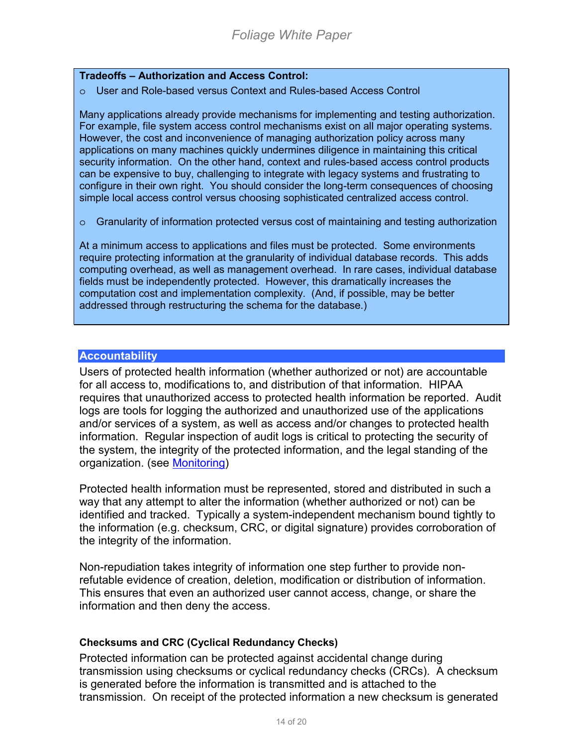**Tradeoffs – Authorization and Access Control:**

- User and Role-based versus Context and Rules-based Access Control

Many applications already provide mechanisms for implementing and testing authorization. For example, file system access control mechanisms exist on all major operating systems. However, the cost and inconvenience of managing authorization policy across many applications on many machines quickly undermines diligence in maintaining this critical security information. On the other hand, context and rules-based access control products can be expensive to buy, challenging to integrate with legacy systems and frustrating to configure in their own right. You should consider the long-term consequences of choosing simple local access control versus choosing sophisticated centralized access control.

- Granularity of information protected versus cost of maintaining and testing authorization

At a minimum access to applications and files must be protected. Some environments require protecting information at the granularity of individual database records. This adds computing overhead, as well as management overhead. In rare cases, individual database fields must be independently protected. However, this dramatically increases the computation cost and implementation complexity. (And, if possible, may be better addressed through restructuring the schema for the database.)

## Accountability

Users of protected health information (whether authorized or not) are accountable for all access to, modifications to, and distribution of that information. HIPAA requires that unauthorized access to protected health information be reported. Audit logs are tools for logging the authorized and unauthorized use of the applications and/or services of a system, as well as access and/or changes to protected health information. Regular inspection of audit logs is critical to protecting the security of the system, the integrity of the protected information, and the legal standing of the organization. (see Monitoring)

Protected health information must be represented, stored and distributed in such a way that any attempt to alter the information (whether authorized or not) can be identified and tracked. Typically a system-independent mechanism bound tightly to the information (e.g. checksum, CRC, or digital signature) provides corroboration of the integrity of the information.

Non-repudiation takes integrity of information one step further to provide non-refutable evidence of creation, deletion, modification or distribution of information. This ensures that even an authorized user cannot access, change, or share the information and then deny the access.

### Checksums and CRC (Cyclical Redundancy Checks)

Protected information can be protected against accidental change during transmission using checksums or cyclical redundancy checks (CRCs). A checksum is generated before the information is transmitted and is attached to the transmission. On receipt of the protected information a new checksum is generated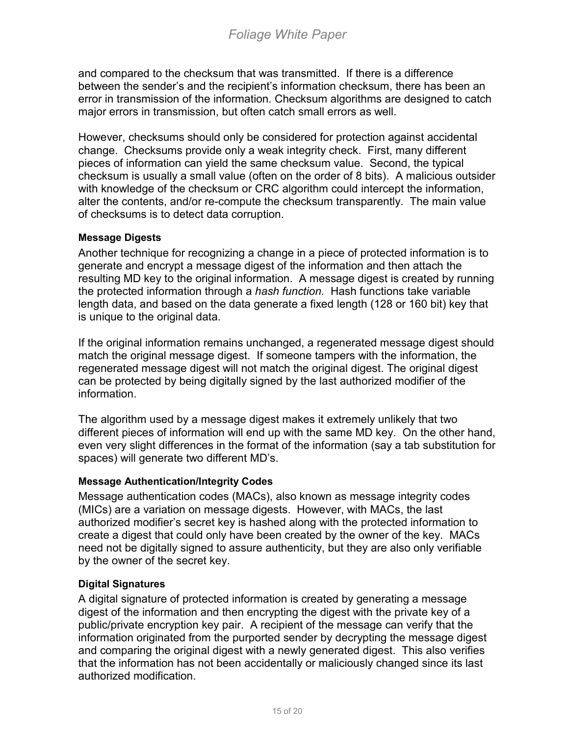and compared to the checksum that was transmitted. If there is a difference between the sender's and the recipient's information checksum, there has been an error in transmission of the information. Checksum algorithms are designed to catch major errors in transmission, but often catch small errors as well.

However, checksums should only be considered for protection against accidental change. Checksums provide only a weak integrity check. First, many different pieces of information can yield the same checksum value. Second, the typical checksum is usually a small value (often on the order of 8 bits). A malicious outsider with knowledge of the checksum or CRC algorithm could intercept the information, alter the contents, and/or re-compute the checksum transparently. The main value of checksums is to detect data corruption.

#### Message Digests

Another technique for recognizing a change in a piece of protected information is to generate and encrypt a message digest of the information and then attach the resulting MD key to the original information. A message digest is created by running the protected information through a *hash function.* Hash functions take variable length data, and based on the data generate a fixed length (128 or 160 bit) key that is unique to the original data.

If the original information remains unchanged, a regenerated message digest should match the original message digest. If someone tampers with the information, the regenerated message digest will not match the original digest. The original digest can be protected by being digitally signed by the last authorized modifier of the information.

The algorithm used by a message digest makes it extremely unlikely that two different pieces of information will end up with the same MD key. On the other hand, even very slight differences in the format of the information (say a tab substitution for spaces) will generate two different MD's.

#### Message Authentication/Integrity Codes

Message authentication codes (MACs), also known as message integrity codes (MICs) are a variation on message digests. However, with MACs, the last authorized modifier's secret key is hashed along with the protected information to create a digest that could only have been created by the owner of the key. MACs need not be digitally signed to assure authenticity, but they are also only verifiable by the owner of the secret key.

#### Digital Signatures

A digital signature of protected information is created by generating a message digest of the information and then encrypting the digest with the private key of a public/private encryption key pair. A recipient of the message can verify that the information originated from the purported sender by decrypting the message digest and comparing the original digest with a newly generated digest. This also verifies that the information has not been accidentally or maliciously changed since its last authorized modification.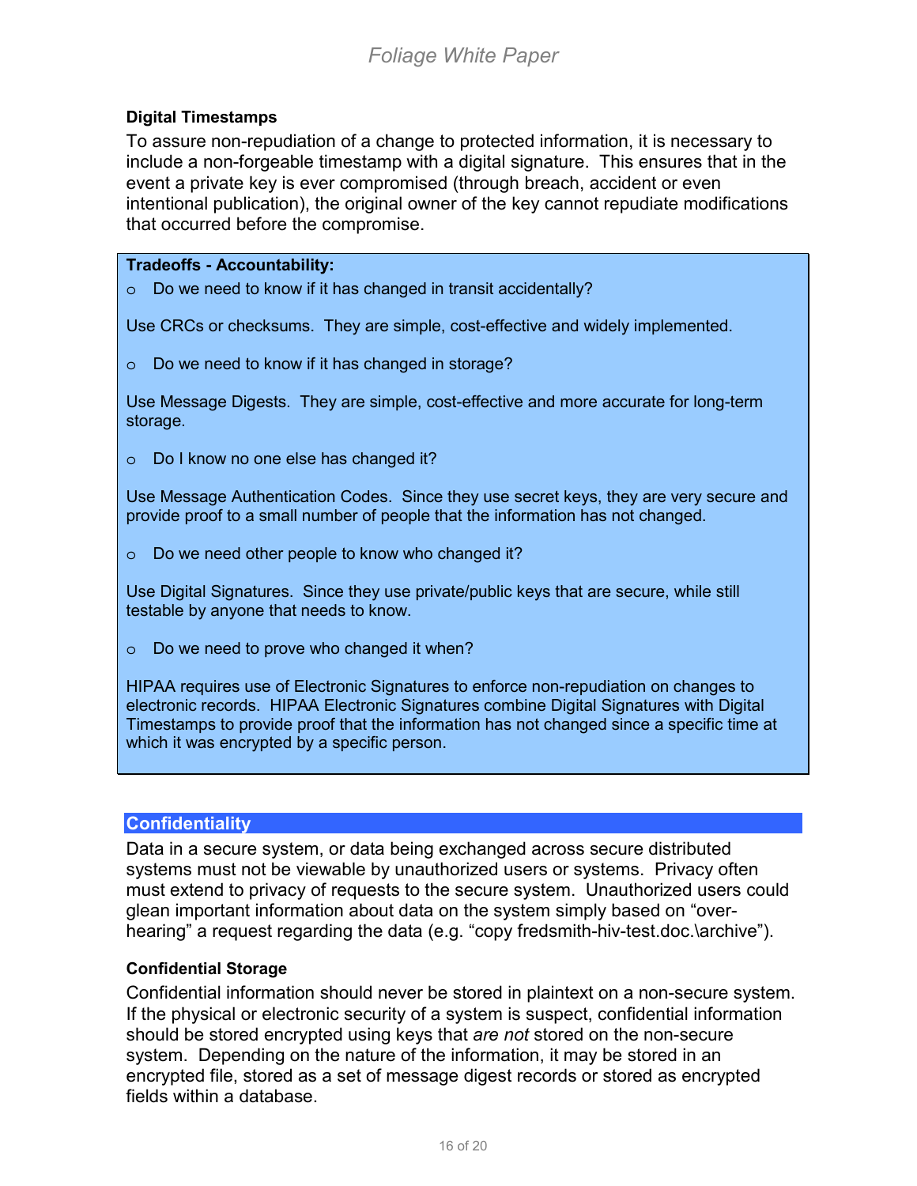### Digital Timestamps

To assure non-repudiation of a change to protected information, it is necessary to include a non-forgeable timestamp with a digital signature. This ensures that in the event a private key is ever compromised (through breach, accident or even intentional publication), the original owner of the key cannot repudiate modifications that occurred before the compromise.

**Tradeoffs - Accountability:**

- Do we need to know if it has changed in transit accidentally?

Use CRCs or checksums. They are simple, cost-effective and widely implemented.

- Do we need to know if it has changed in storage?

Use Message Digests. They are simple, cost-effective and more accurate for long-term storage.

- Do I know no one else has changed it?

Use Message Authentication Codes. Since they use secret keys, they are very secure and provide proof to a small number of people that the information has not changed.

- Do we need other people to know who changed it?

Use Digital Signatures. Since they use private/public keys that are secure, while still testable by anyone that needs to know.

- Do we need to prove who changed it when?

HIPAA requires use of Electronic Signatures to enforce non-repudiation on changes to electronic records. HIPAA Electronic Signatures combine Digital Signatures with Digital Timestamps to provide proof that the information has not changed since a specific time at which it was encrypted by a specific person.

## Confidentiality

Data in a secure system, or data being exchanged across secure distributed systems must not be viewable by unauthorized users or systems. Privacy often must extend to privacy of requests to the secure system. Unauthorized users could glean important information about data on the system simply based on "over-hearing" a request regarding the data (e.g. "copy fredsmith-hiv-test.doc.\archive").

### Confidential Storage

Confidential information should never be stored in plaintext on a non-secure system. If the physical or electronic security of a system is suspect, confidential information should be stored encrypted using keys that *are not* stored on the non-secure system. Depending on the nature of the information, it may be stored in an encrypted file, stored as a set of message digest records or stored as encrypted fields within a database.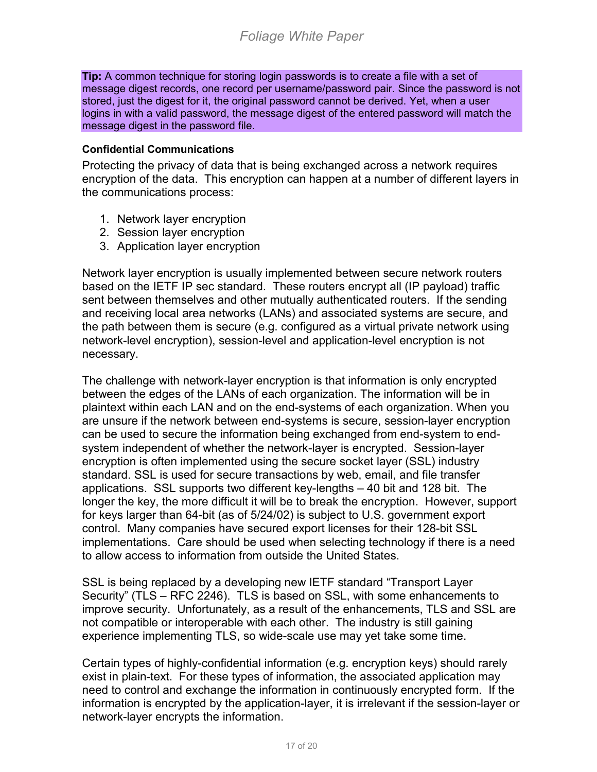**Tip:** A common technique for storing login passwords is to create a file with a set of message digest records, one record per username/password pair. Since the password is not stored, just the digest for it, the original password cannot be derived. Yet, when a user logins in with a valid password, the message digest of the entered password will match the message digest in the password file.

**Confidential Communications**

Protecting the privacy of data that is being exchanged across a network requires encryption of the data. This encryption can happen at a number of different layers in the communications process:

1. Network layer encryption
2. Session layer encryption
3. Application layer encryption

Network layer encryption is usually implemented between secure network routers based on the IETF IP sec standard. These routers encrypt all (IP payload) traffic sent between themselves and other mutually authenticated routers. If the sending and receiving local area networks (LANs) and associated systems are secure, and the path between them is secure (e.g. configured as a virtual private network using network-level encryption), session-level and application-level encryption is not necessary.

The challenge with network-layer encryption is that information is only encrypted between the edges of the LANs of each organization. The information will be in plaintext within each LAN and on the end-systems of each organization. When you are unsure if the network between end-systems is secure, session-layer encryption can be used to secure the information being exchanged from end-system to end-system independent of whether the network-layer is encrypted. Session-layer encryption is often implemented using the secure socket layer (SSL) industry standard. SSL is used for secure transactions by web, email, and file transfer applications. SSL supports two different key-lengths – 40 bit and 128 bit. The longer the key, the more difficult it will be to break the encryption. However, support for keys larger than 64-bit (as of 5/24/02) is subject to U.S. government export control. Many companies have secured export licenses for their 128-bit SSL implementations. Care should be used when selecting technology if there is a need to allow access to information from outside the United States.

SSL is being replaced by a developing new IETF standard "Transport Layer Security" (TLS – RFC 2246). TLS is based on SSL, with some enhancements to improve security. Unfortunately, as a result of the enhancements, TLS and SSL are not compatible or interoperable with each other. The industry is still gaining experience implementing TLS, so wide-scale use may yet take some time.

Certain types of highly-confidential information (e.g. encryption keys) should rarely exist in plain-text. For these types of information, the associated application may need to control and exchange the information in continuously encrypted form. If the information is encrypted by the application-layer, it is irrelevant if the session-layer or network-layer encrypts the information.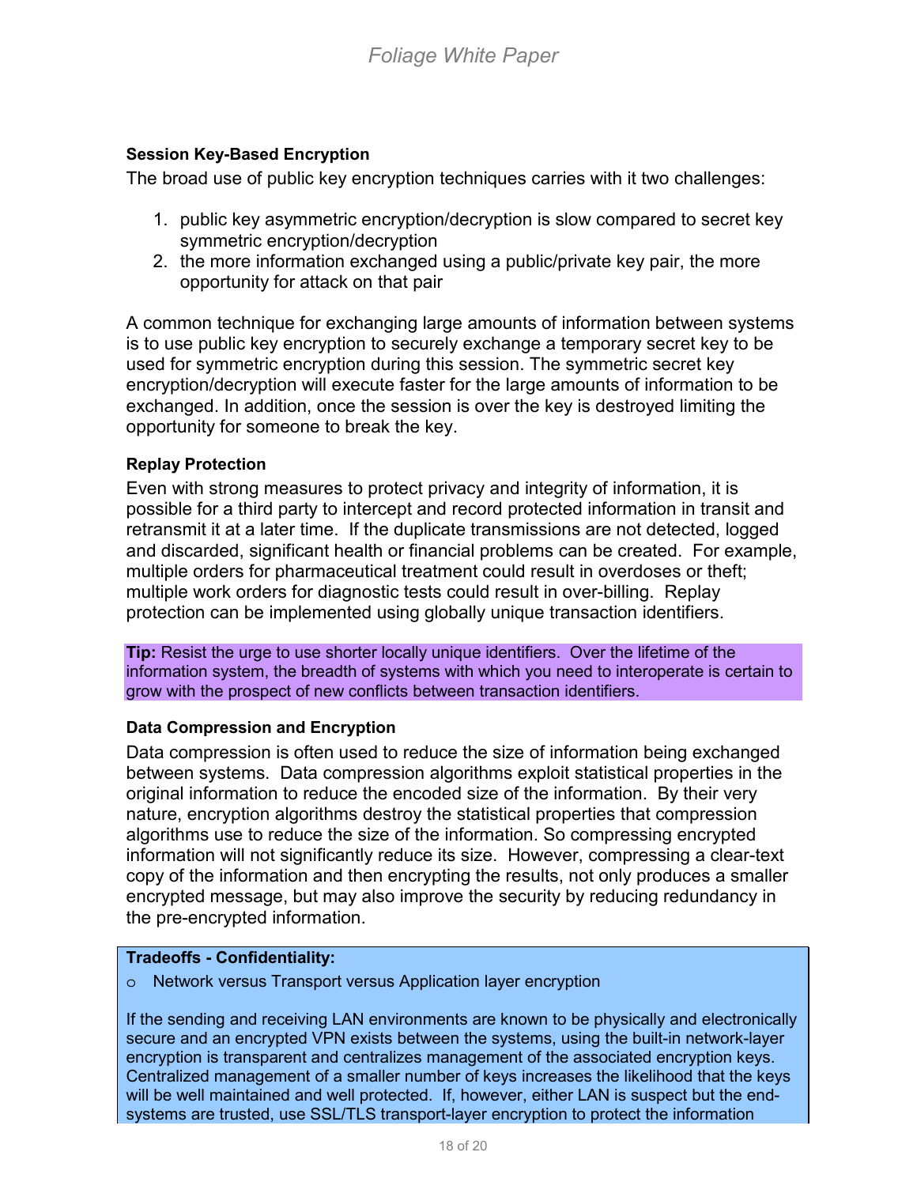### Session Key-Based Encryption

The broad use of public key encryption techniques carries with it two challenges:

1. public key asymmetric encryption/decryption is slow compared to secret key symmetric encryption/decryption
2. the more information exchanged using a public/private key pair, the more opportunity for attack on that pair

A common technique for exchanging large amounts of information between systems is to use public key encryption to securely exchange a temporary secret key to be used for symmetric encryption during this session. The symmetric secret key encryption/decryption will execute faster for the large amounts of information to be exchanged. In addition, once the session is over the key is destroyed limiting the opportunity for someone to break the key.

### Replay Protection

Even with strong measures to protect privacy and integrity of information, it is possible for a third party to intercept and record protected information in transit and retransmit it at a later time. If the duplicate transmissions are not detected, logged and discarded, significant health or financial problems can be created. For example, multiple orders for pharmaceutical treatment could result in overdoses or theft; multiple work orders for diagnostic tests could result in over-billing. Replay protection can be implemented using globally unique transaction identifiers.

> **Tip:** Resist the urge to use shorter locally unique identifiers. Over the lifetime of the information system, the breadth of systems with which you need to interoperate is certain to grow with the prospect of new conflicts between transaction identifiers.

### Data Compression and Encryption

Data compression is often used to reduce the size of information being exchanged between systems. Data compression algorithms exploit statistical properties in the original information to reduce the encoded size of the information. By their very nature, encryption algorithms destroy the statistical properties that compression algorithms use to reduce the size of the information. So compressing encrypted information will not significantly reduce its size. However, compressing a clear-text copy of the information and then encrypting the results, not only produces a smaller encrypted message, but may also improve the security by reducing redundancy in the pre-encrypted information.

> **Tradeoffs - Confidentiality:**
>
> - Network versus Transport versus Application layer encryption
>
> If the sending and receiving LAN environments are known to be physically and electronically secure and an encrypted VPN exists between the systems, using the built-in network-layer encryption is transparent and centralizes management of the associated encryption keys. Centralized management of a smaller number of keys increases the likelihood that the keys will be well maintained and well protected. If, however, either LAN is suspect but the end-systems are trusted, use SSL/TLS transport-layer encryption to protect the information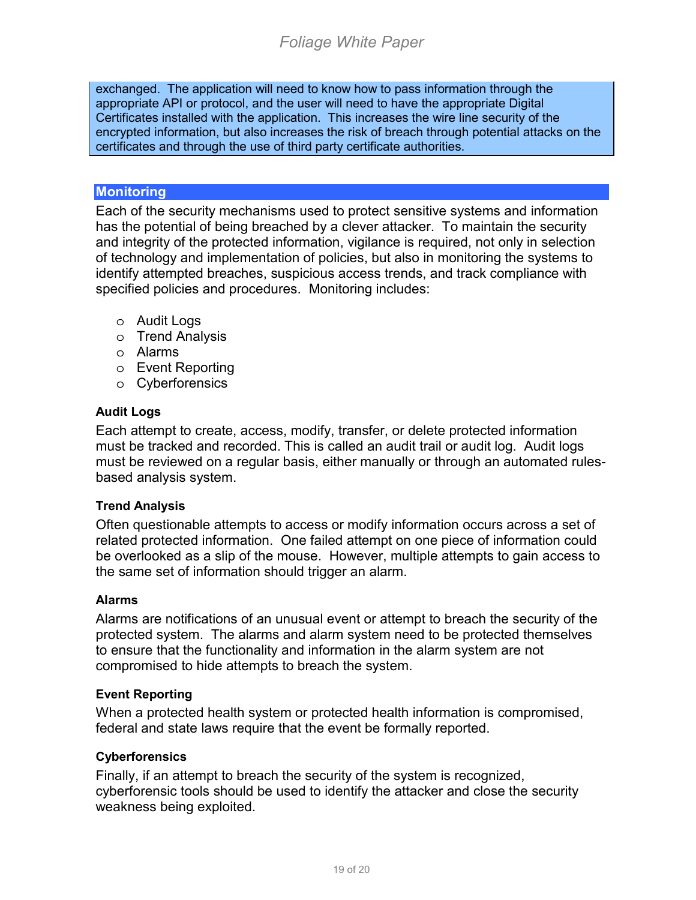exchanged. The application will need to know how to pass information through the appropriate API or protocol, and the user will need to have the appropriate Digital Certificates installed with the application. This increases the wire line security of the encrypted information, but also increases the risk of breach through potential attacks on the certificates and through the use of third party certificate authorities.

## Monitoring

Each of the security mechanisms used to protect sensitive systems and information has the potential of being breached by a clever attacker. To maintain the security and integrity of the protected information, vigilance is required, not only in selection of technology and implementation of policies, but also in monitoring the systems to identify attempted breaches, suspicious access trends, and track compliance with specified policies and procedures. Monitoring includes:

- Audit Logs
- Trend Analysis
- Alarms
- Event Reporting
- Cyberforensics

### Audit Logs

Each attempt to create, access, modify, transfer, or delete protected information must be tracked and recorded. This is called an audit trail or audit log. Audit logs must be reviewed on a regular basis, either manually or through an automated rules-based analysis system.

### Trend Analysis

Often questionable attempts to access or modify information occurs across a set of related protected information. One failed attempt on one piece of information could be overlooked as a slip of the mouse. However, multiple attempts to gain access to the same set of information should trigger an alarm.

### Alarms

Alarms are notifications of an unusual event or attempt to breach the security of the protected system. The alarms and alarm system need to be protected themselves to ensure that the functionality and information in the alarm system are not compromised to hide attempts to breach the system.

### Event Reporting

When a protected health system or protected health information is compromised, federal and state laws require that the event be formally reported.

### Cyberforensics

Finally, if an attempt to breach the security of the system is recognized, cyberforensic tools should be used to identify the attacker and close the security weakness being exploited.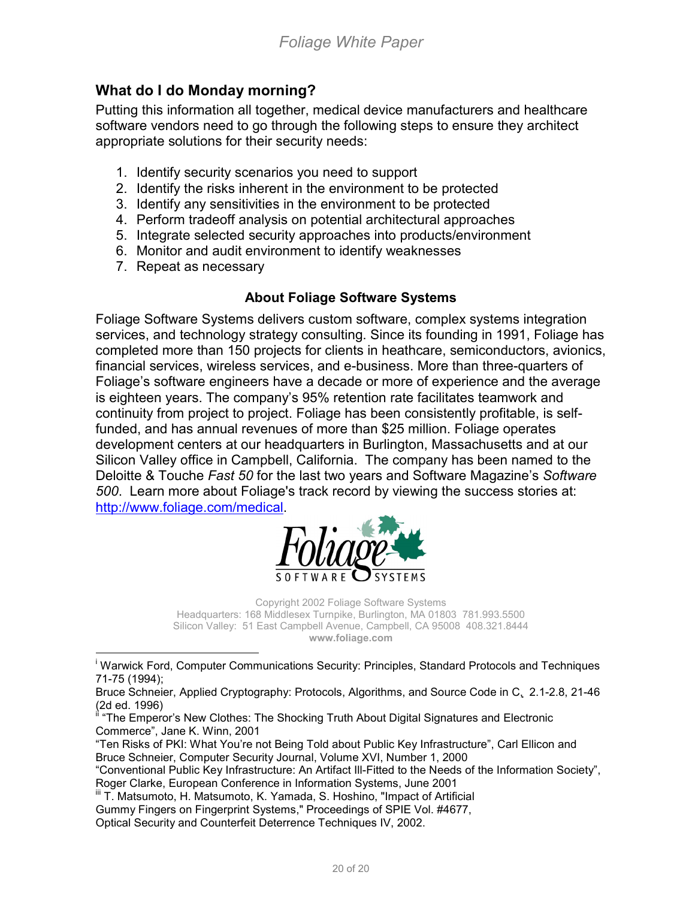## What do I do Monday morning?

Putting this information all together, medical device manufacturers and healthcare software vendors need to go through the following steps to ensure they architect appropriate solutions for their security needs:

1. Identify security scenarios you need to support
2. Identify the risks inherent in the environment to be protected
3. Identify any sensitivities in the environment to be protected
4. Perform tradeoff analysis on potential architectural approaches
5. Integrate selected security approaches into products/environment
6. Monitor and audit environment to identify weaknesses
7. Repeat as necessary

### About Foliage Software Systems

Foliage Software Systems delivers custom software, complex systems integration services, and technology strategy consulting. Since its founding in 1991, Foliage has completed more than 150 projects for clients in heathcare, semiconductors, avionics, financial services, wireless services, and e-business. More than three-quarters of Foliage's software engineers have a decade or more of experience and the average is eighteen years. The company's 95% retention rate facilitates teamwork and continuity from project to project. Foliage has been consistently profitable, is self-funded, and has annual revenues of more than $25 million. Foliage operates development centers at our headquarters in Burlington, Massachusetts and at our Silicon Valley office in Campbell, California. The company has been named to the Deloitte & Touche *Fast 50* for the last two years and Software Magazine's *Software 500*. Learn more about Foliage's track record by viewing the success stories at: http://www.foliage.com/medical.

Foliage SOFTWARE SYSTEMS

Copyright 2002 Foliage Software Systems
Headquarters: 168 Middlesex Turnpike, Burlington, MA 01803 781.993.5500
Silicon Valley: 51 East Campbell Avenue, Campbell, CA 95008 408.321.8444
**www.foliage.com**

---

[i] Warwick Ford, Computer Communications Security: Principles, Standard Protocols and Techniques 71-75 (1994);

Bruce Schneier, Applied Cryptography: Protocols, Algorithms, and Source Code in C, 2.1-2.8, 21-46 (2d ed. 1996)

[ii] "The Emperor's New Clothes: The Shocking Truth About Digital Signatures and Electronic Commerce", Jane K. Winn, 2001

"Ten Risks of PKI: What You're not Being Told about Public Key Infrastructure", Carl Ellicon and Bruce Schneier, Computer Security Journal, Volume XVI, Number 1, 2000

"Conventional Public Key Infrastructure: An Artifact Ill-Fitted to the Needs of the Information Society", Roger Clarke, European Conference in Information Systems, June 2001

[iii] T. Matsumoto, H. Matsumoto, K. Yamada, S. Hoshino, "Impact of Artificial Gummy Fingers on Fingerprint Systems," Proceedings of SPIE Vol. #4677, Optical Security and Counterfeit Deterrence Techniques IV, 2002.